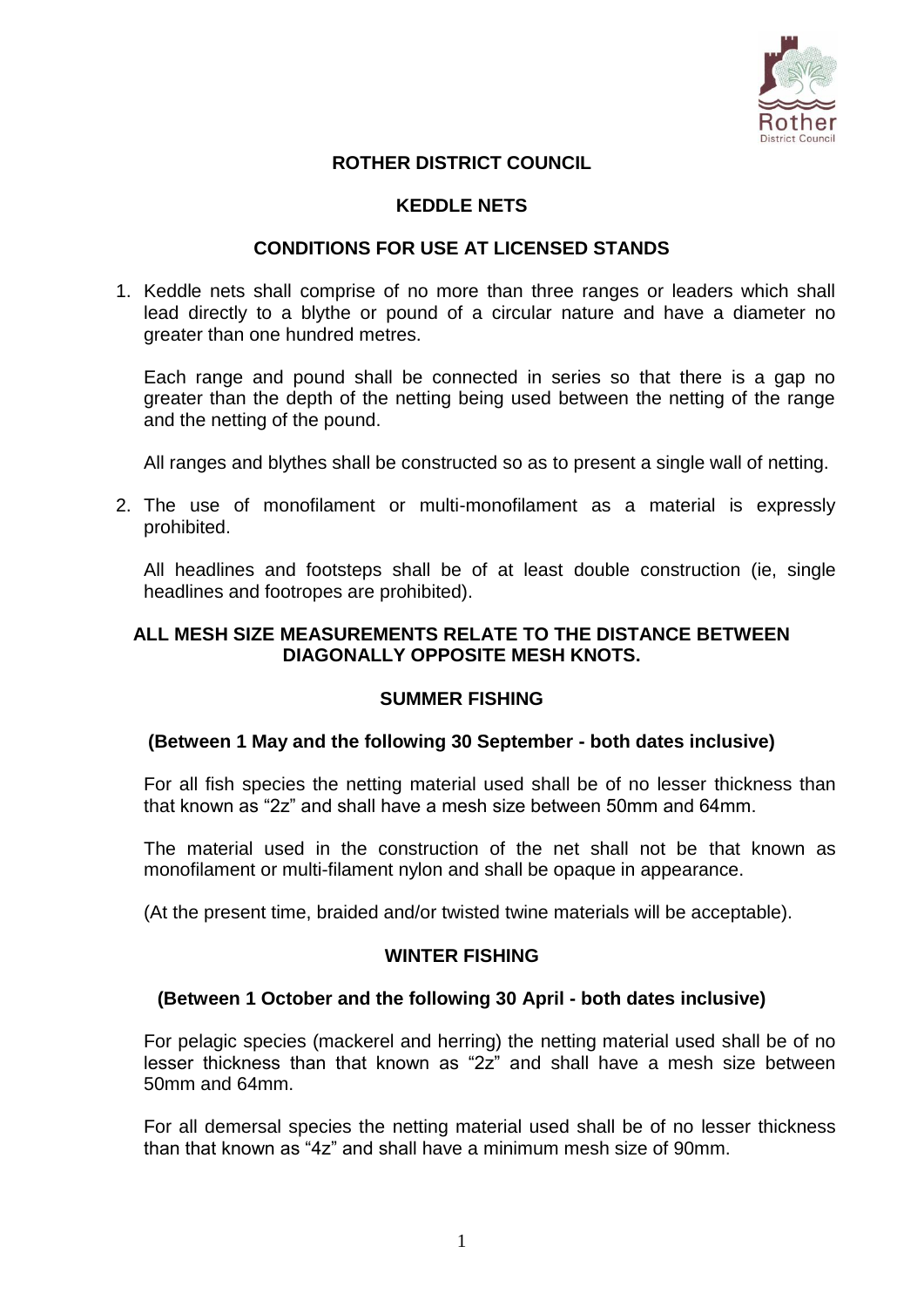# ROTHER DISTRICT COUNCIL

## KEDDLE NETS

## CONDITIONS FOR USE AT LICENSED STANDS

1. Keddle nets shall comprise of no more than three ranges or leaders which shall lead directly to a blythe or pound of a circular nature and have a diameter no greater than one hundred metres.

   Each range and pound shall be connected in series so that there is a gap no greater than the depth of the netting being used between the netting of the range and the netting of the pound.

   All ranges and blythes shall be constructed so as to present a single wall of netting.

2. The use of monofilament or multi-monofilament as a material is expressly prohibited.

   All headlines and footsteps shall be of at least double construction (ie, single headlines and footropes are prohibited).

**ALL MESH SIZE MEASUREMENTS RELATE TO THE DISTANCE BETWEEN DIAGONALLY OPPOSITE MESH KNOTS.**

### SUMMER FISHING

**(Between 1 May and the following 30 September - both dates inclusive)**

For all fish species the netting material used shall be of no lesser thickness than that known as "2z" and shall have a mesh size between 50mm and 64mm.

The material used in the construction of the net shall not be that known as monofilament or multi-filament nylon and shall be opaque in appearance.

(At the present time, braided and/or twisted twine materials will be acceptable).

### WINTER FISHING

**(Between 1 October and the following 30 April - both dates inclusive)**

For pelagic species (mackerel and herring) the netting material used shall be of no lesser thickness than that known as "2z" and shall have a mesh size between 50mm and 64mm.

For all demersal species the netting material used shall be of no lesser thickness than that known as "4z" and shall have a minimum mesh size of 90mm.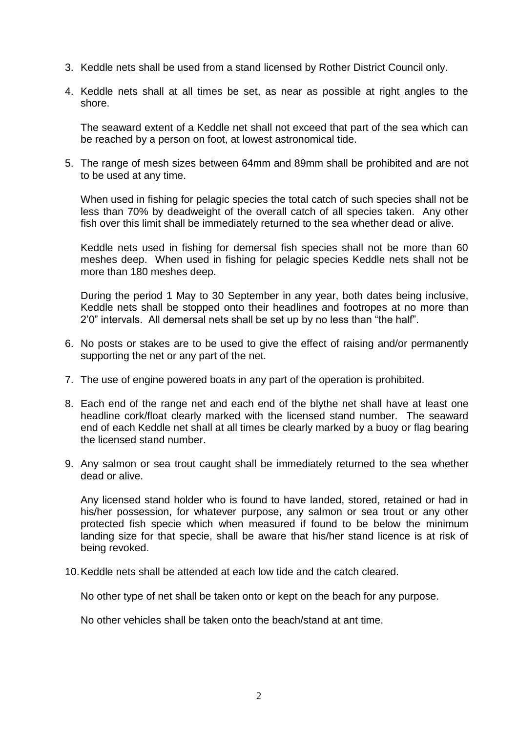3. Keddle nets shall be used from a stand licensed by Rother District Council only.

4. Keddle nets shall at all times be set, as near as possible at right angles to the shore.

   The seaward extent of a Keddle net shall not exceed that part of the sea which can be reached by a person on foot, at lowest astronomical tide.

5. The range of mesh sizes between 64mm and 89mm shall be prohibited and are not to be used at any time.

   When used in fishing for pelagic species the total catch of such species shall not be less than 70% by deadweight of the overall catch of all species taken. Any other fish over this limit shall be immediately returned to the sea whether dead or alive.

   Keddle nets used in fishing for demersal fish species shall not be more than 60 meshes deep. When used in fishing for pelagic species Keddle nets shall not be more than 180 meshes deep.

   During the period 1 May to 30 September in any year, both dates being inclusive, Keddle nets shall be stopped onto their headlines and footropes at no more than 2'0" intervals. All demersal nets shall be set up by no less than "the half".

6. No posts or stakes are to be used to give the effect of raising and/or permanently supporting the net or any part of the net.

7. The use of engine powered boats in any part of the operation is prohibited.

8. Each end of the range net and each end of the blythe net shall have at least one headline cork/float clearly marked with the licensed stand number. The seaward end of each Keddle net shall at all times be clearly marked by a buoy or flag bearing the licensed stand number.

9. Any salmon or sea trout caught shall be immediately returned to the sea whether dead or alive.

   Any licensed stand holder who is found to have landed, stored, retained or had in his/her possession, for whatever purpose, any salmon or sea trout or any other protected fish specie which when measured if found to be below the minimum landing size for that specie, shall be aware that his/her stand licence is at risk of being revoked.

10. Keddle nets shall be attended at each low tide and the catch cleared.

    No other type of net shall be taken onto or kept on the beach for any purpose.

    No other vehicles shall be taken onto the beach/stand at ant time.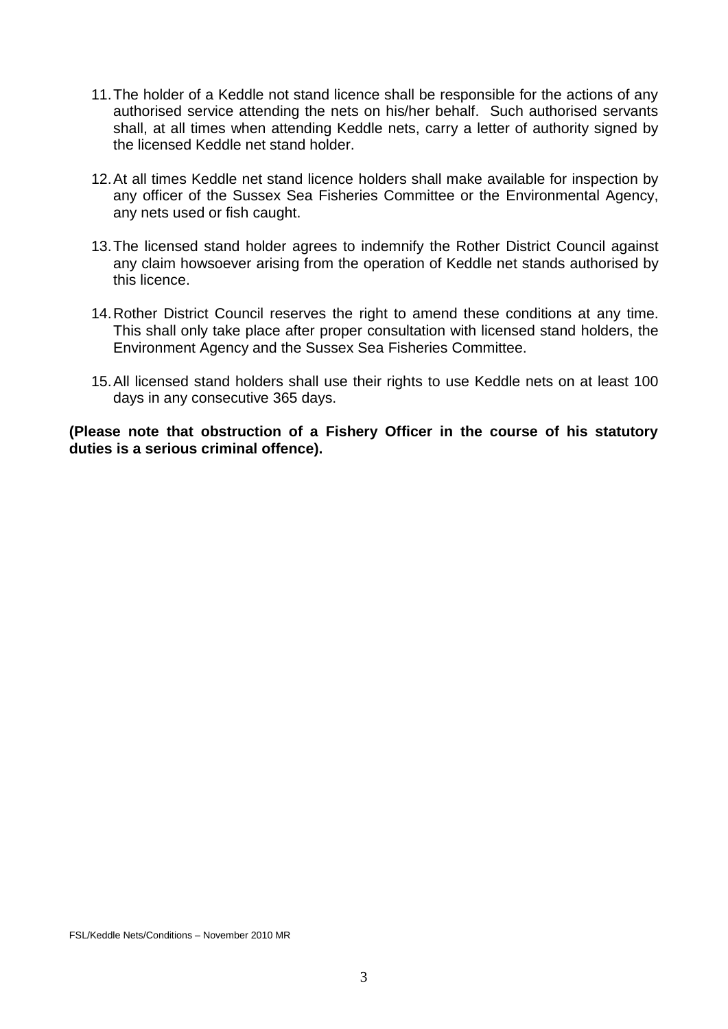11. The holder of a Keddle not stand licence shall be responsible for the actions of any authorised service attending the nets on his/her behalf. Such authorised servants shall, at all times when attending Keddle nets, carry a letter of authority signed by the licensed Keddle net stand holder.

12. At all times Keddle net stand licence holders shall make available for inspection by any officer of the Sussex Sea Fisheries Committee or the Environmental Agency, any nets used or fish caught.

13. The licensed stand holder agrees to indemnify the Rother District Council against any claim howsoever arising from the operation of Keddle net stands authorised by this licence.

14. Rother District Council reserves the right to amend these conditions at any time. This shall only take place after proper consultation with licensed stand holders, the Environment Agency and the Sussex Sea Fisheries Committee.

15. All licensed stand holders shall use their rights to use Keddle nets on at least 100 days in any consecutive 365 days.

**(Please note that obstruction of a Fishery Officer in the course of his statutory duties is a serious criminal offence).**

FSL/Keddle Nets/Conditions – November 2010 MR